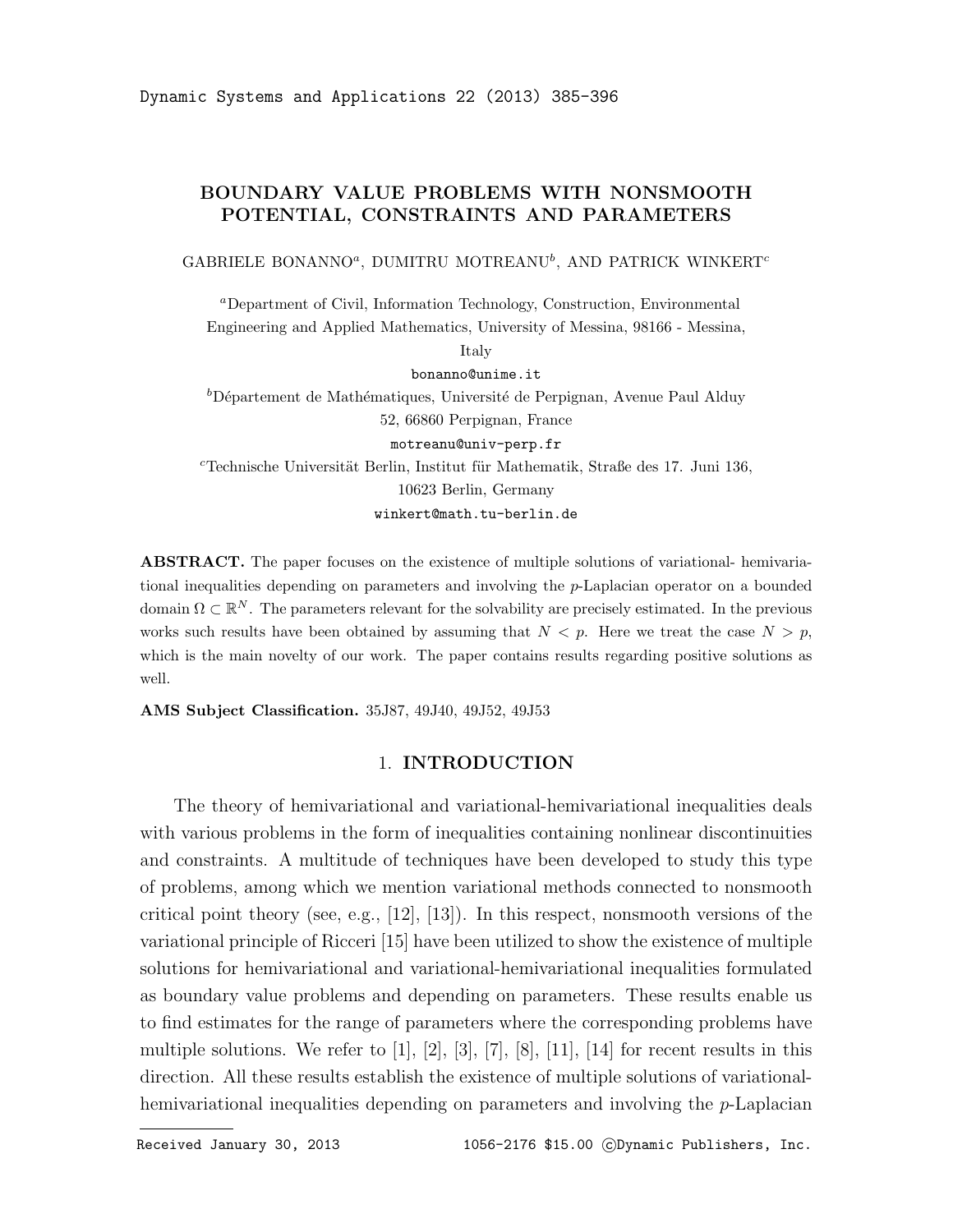# BOUNDARY VALUE PROBLEMS WITH NONSMOOTH POTENTIAL, CONSTRAINTS AND PARAMETERS

GABRIELE BONANNO[a], DUMITRU MOTREANU[b], AND PATRICK WINKERT[c]

[a]Department of Civil, Information Technology, Construction, Environmental Engineering and Applied Mathematics, University of Messina, 98166 - Messina, Italy
bonanno@unime.it

[b]Département de Mathématiques, Université de Perpignan, Avenue Paul Alduy 52, 66860 Perpignan, France
motreanu@univ-perp.fr

[c]Technische Universität Berlin, Institut für Mathematik, Straße des 17. Juni 136, 10623 Berlin, Germany
winkert@math.tu-berlin.de

**ABSTRACT.** The paper focuses on the existence of multiple solutions of variational- hemivariational inequalities depending on parameters and involving the $p$-Laplacian operator on a bounded domain $\Omega \subset \mathbb{R}^N$. The parameters relevant for the solvability are precisely estimated. In the previous works such results have been obtained by assuming that $N < p$. Here we treat the case $N > p$, which is the main novelty of our work. The paper contains results regarding positive solutions as well.

**AMS Subject Classification.** 35J87, 49J40, 49J52, 49J53

## 1. INTRODUCTION

The theory of hemivariational and variational-hemivariational inequalities deals with various problems in the form of inequalities containing nonlinear discontinuities and constraints. A multitude of techniques have been developed to study this type of problems, among which we mention variational methods connected to nonsmooth critical point theory (see, e.g., [12], [13]). In this respect, nonsmooth versions of the variational principle of Ricceri [15] have been utilized to show the existence of multiple solutions for hemivariational and variational-hemivariational inequalities formulated as boundary value problems and depending on parameters. These results enable us to find estimates for the range of parameters where the corresponding problems have multiple solutions. We refer to [1], [2], [3], [7], [8], [11], [14] for recent results in this direction. All these results establish the existence of multiple solutions of variational-hemivariational inequalities depending on parameters and involving the $p$-Laplacian

Received January 30, 2013 1056-2176 \$15.00 ©Dynamic Publishers, Inc.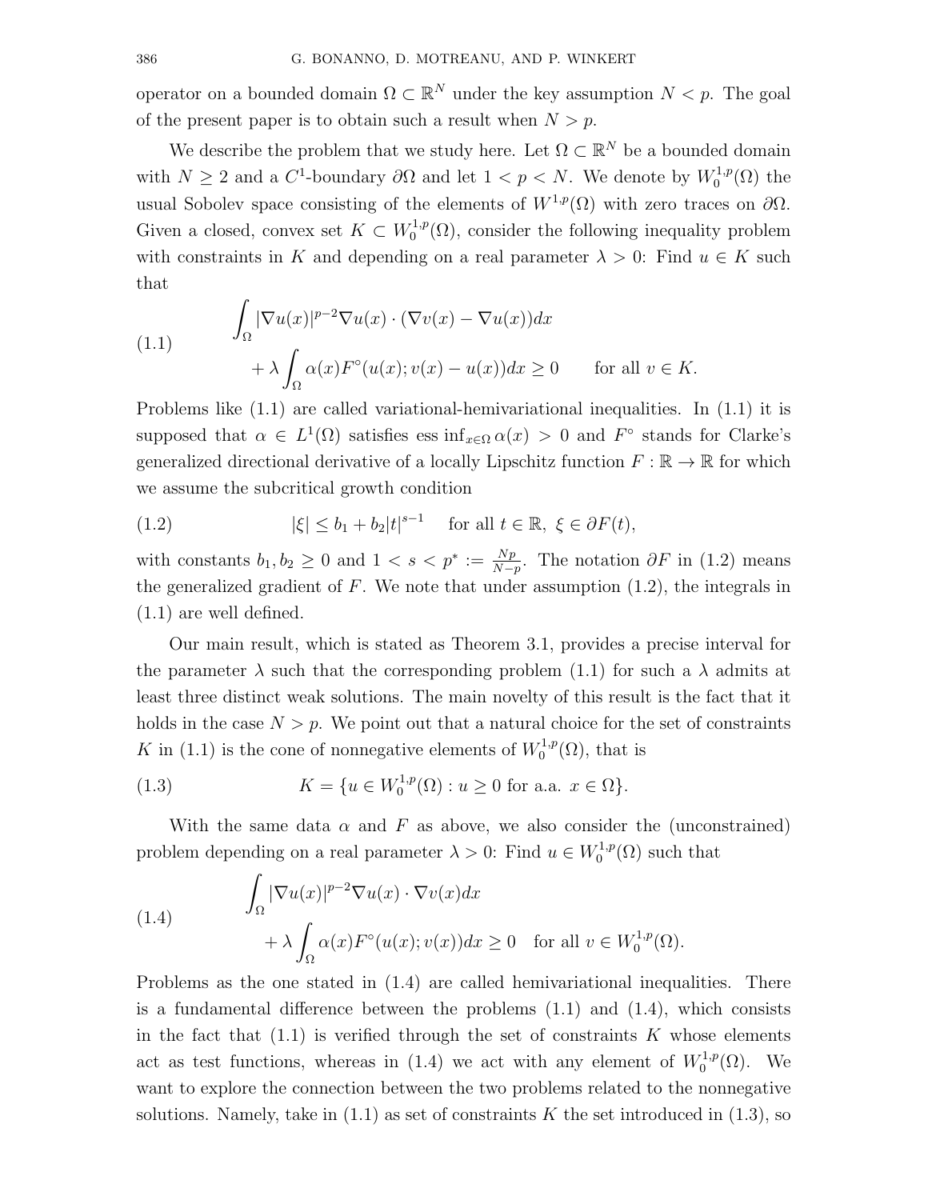operator on a bounded domain $\Omega \subset \mathbb{R}^N$ under the key assumption $N < p$. The goal of the present paper is to obtain such a result when $N > p$.

We describe the problem that we study here. Let $\Omega \subset \mathbb{R}^N$ be a bounded domain with $N \geq 2$ and a $C^1$-boundary $\partial\Omega$ and let $1 < p < N$. We denote by $W_0^{1,p}(\Omega)$ the usual Sobolev space consisting of the elements of $W^{1,p}(\Omega)$ with zero traces on $\partial\Omega$. Given a closed, convex set $K \subset W_0^{1,p}(\Omega)$, consider the following inequality problem with constraints in $K$ and depending on a real parameter $\lambda > 0$: Find $u \in K$ such that

$$
\begin{aligned}
&\int_\Omega |\nabla u(x)|^{p-2}\nabla u(x) \cdot (\nabla v(x) - \nabla u(x))dx \\
&\qquad + \lambda \int_\Omega \alpha(x) F^\circ(u(x); v(x) - u(x))dx \geq 0 \qquad \text{for all } v \in K.
\end{aligned}
\tag{1.1}
$$

Problems like (1.1) are called variational-hemivariational inequalities. In (1.1) it is supposed that $\alpha \in L^1(\Omega)$ satisfies $\operatorname{ess\,inf}_{x\in\Omega} \alpha(x) > 0$ and $F^\circ$ stands for Clarke's generalized directional derivative of a locally Lipschitz function $F : \mathbb{R} \to \mathbb{R}$ for which we assume the subcritical growth condition

$$
|\xi| \leq b_1 + b_2|t|^{s-1} \quad \text{ for all } t \in \mathbb{R},\ \xi \in \partial F(t),
\tag{1.2}
$$

with constants $b_1, b_2 \geq 0$ and $1 < s < p^* := \frac{Np}{N-p}$. The notation $\partial F$ in (1.2) means the generalized gradient of $F$. We note that under assumption (1.2), the integrals in (1.1) are well defined.

Our main result, which is stated as Theorem 3.1, provides a precise interval for the parameter $\lambda$ such that the corresponding problem (1.1) for such a $\lambda$ admits at least three distinct weak solutions. The main novelty of this result is the fact that it holds in the case $N > p$. We point out that a natural choice for the set of constraints $K$ in (1.1) is the cone of nonnegative elements of $W_0^{1,p}(\Omega)$, that is

$$
K = \{u \in W_0^{1,p}(\Omega) : u \geq 0 \text{ for a.a. } x \in \Omega\}.
\tag{1.3}
$$

With the same data $\alpha$ and $F$ as above, we also consider the (unconstrained) problem depending on a real parameter $\lambda > 0$: Find $u \in W_0^{1,p}(\Omega)$ such that

$$
\begin{aligned}
&\int_\Omega |\nabla u(x)|^{p-2}\nabla u(x) \cdot \nabla v(x)dx \\
&\qquad + \lambda \int_\Omega \alpha(x) F^\circ(u(x); v(x))dx \geq 0 \quad \text{for all } v \in W_0^{1,p}(\Omega).
\end{aligned}
\tag{1.4}
$$

Problems as the one stated in (1.4) are called hemivariational inequalities. There is a fundamental difference between the problems (1.1) and (1.4), which consists in the fact that (1.1) is verified through the set of constraints $K$ whose elements act as test functions, whereas in (1.4) we act with any element of $W_0^{1,p}(\Omega)$. We want to explore the connection between the two problems related to the nonnegative solutions. Namely, take in (1.1) as set of constraints $K$ the set introduced in (1.3), so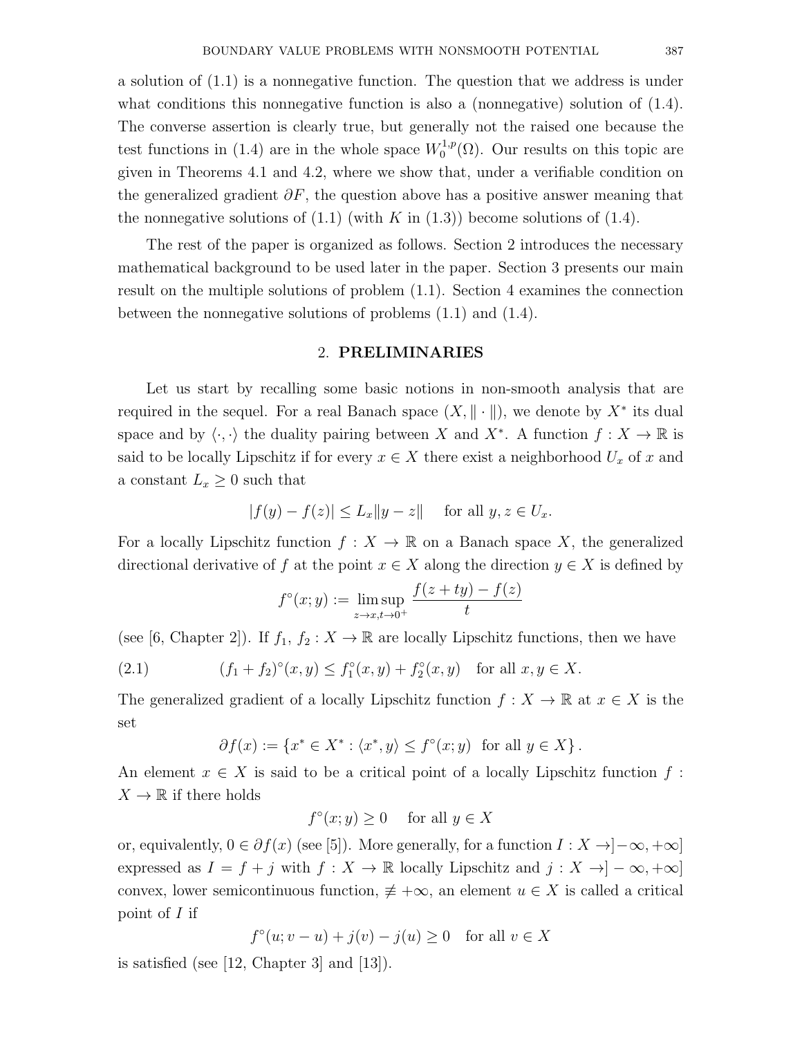a solution of (1.1) is a nonnegative function. The question that we address is under what conditions this nonnegative function is also a (nonnegative) solution of (1.4). The converse assertion is clearly true, but generally not the raised one because the test functions in (1.4) are in the whole space $W_0^{1,p}(\Omega)$. Our results on this topic are given in Theorems 4.1 and 4.2, where we show that, under a verifiable condition on the generalized gradient $\partial F$, the question above has a positive answer meaning that the nonnegative solutions of (1.1) (with $K$ in (1.3)) become solutions of (1.4).

The rest of the paper is organized as follows. Section 2 introduces the necessary mathematical background to be used later in the paper. Section 3 presents our main result on the multiple solutions of problem (1.1). Section 4 examines the connection between the nonnegative solutions of problems (1.1) and (1.4).

## 2. PRELIMINARIES

Let us start by recalling some basic notions in non-smooth analysis that are required in the sequel. For a real Banach space $(X, \|\cdot\|)$, we denote by $X^*$ its dual space and by $\langle\cdot,\cdot\rangle$ the duality pairing between $X$ and $X^*$. A function $f : X \to \mathbb{R}$ is said to be locally Lipschitz if for every $x \in X$ there exist a neighborhood $U_x$ of $x$ and a constant $L_x \geq 0$ such that

$$|f(y) - f(z)| \leq L_x \|y - z\| \quad \text{for all } y, z \in U_x.$$

For a locally Lipschitz function $f : X \to \mathbb{R}$ on a Banach space $X$, the generalized directional derivative of $f$ at the point $x \in X$ along the direction $y \in X$ is defined by

$$f^\circ(x; y) := \limsup_{z \to x, t \to 0^+} \frac{f(z + ty) - f(z)}{t}$$

(see [6, Chapter 2]). If $f_1$, $f_2 : X \to \mathbb{R}$ are locally Lipschitz functions, then we have

$$(f_1 + f_2)^\circ(x, y) \leq f_1^\circ(x, y) + f_2^\circ(x, y) \quad \text{for all } x, y \in X. \tag{2.1}$$

The generalized gradient of a locally Lipschitz function $f : X \to \mathbb{R}$ at $x \in X$ is the set

$$\partial f(x) := \{x^* \in X^* : \langle x^*, y\rangle \leq f^\circ(x; y) \ \text{ for all } y \in X\}.$$

An element $x \in X$ is said to be a critical point of a locally Lipschitz function $f : X \to \mathbb{R}$ if there holds

$$f^\circ(x; y) \geq 0 \quad \text{for all } y \in X$$

or, equivalently, $0 \in \partial f(x)$ (see [5]). More generally, for a function $I : X \to ]-\infty, +\infty]$ expressed as $I = f + j$ with $f : X \to \mathbb{R}$ locally Lipschitz and $j : X \to ]-\infty, +\infty]$ convex, lower semicontinuous function, $\not\equiv +\infty$, an element $u \in X$ is called a critical point of $I$ if

$$f^\circ(u; v - u) + j(v) - j(u) \geq 0 \quad \text{for all } v \in X$$

is satisfied (see [12, Chapter 3] and [13]).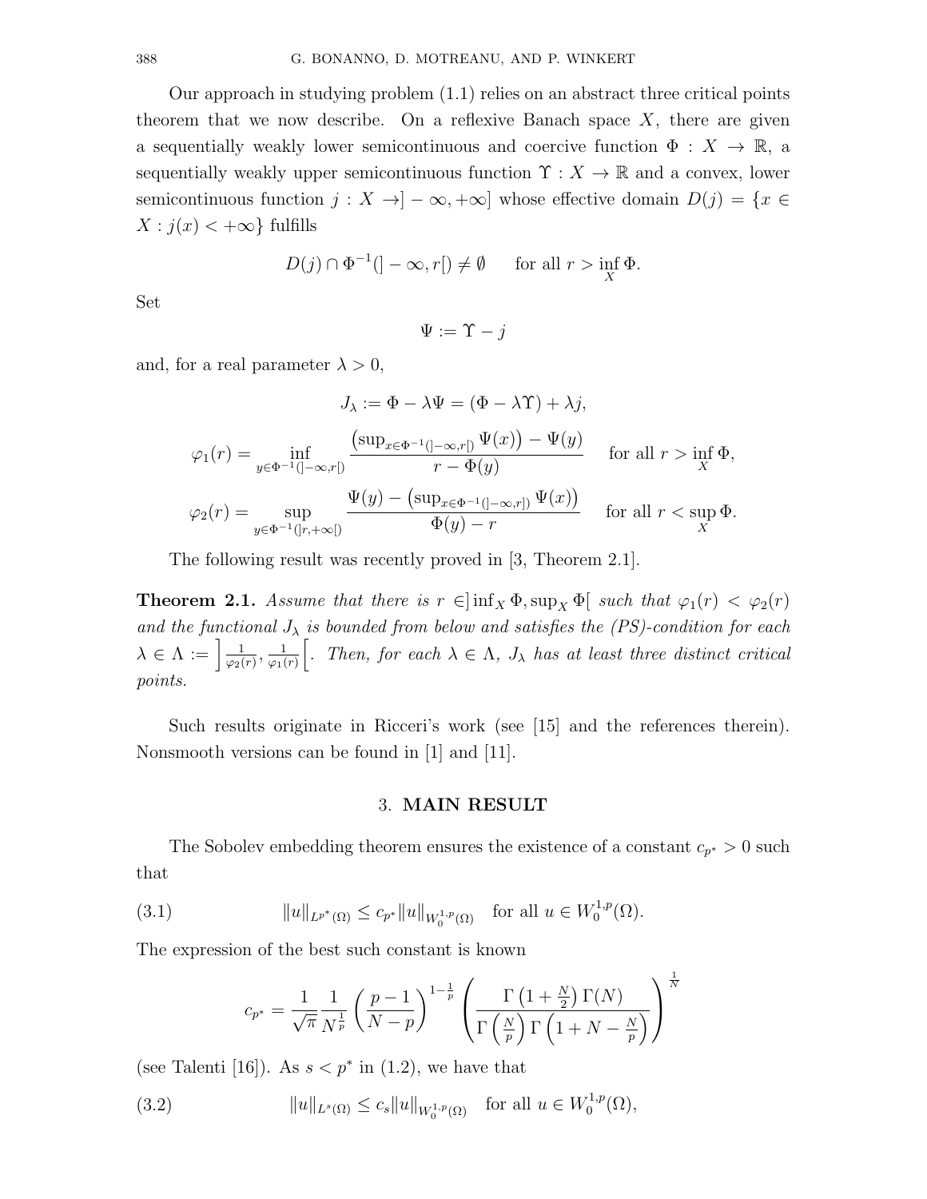Our approach in studying problem (1.1) relies on an abstract three critical points theorem that we now describe. On a reflexive Banach space $X$, there are given a sequentially weakly lower semicontinuous and coercive function $\Phi : X \to \mathbb{R}$, a sequentially weakly upper semicontinuous function $\Upsilon : X \to \mathbb{R}$ and a convex, lower semicontinuous function $j : X \to ]-\infty, +\infty]$ whose effective domain $D(j) = \{x \in X : j(x) < +\infty\}$ fulfills

$$D(j) \cap \Phi^{-1}(]-\infty, r[) \neq \emptyset \qquad \text{for all } r > \inf_X \Phi.$$

Set

$$\Psi := \Upsilon - j$$

and, for a real parameter $\lambda > 0$,

$$J_\lambda := \Phi - \lambda \Psi = (\Phi - \lambda \Upsilon) + \lambda j,$$

$$\varphi_1(r) = \inf_{y \in \Phi^{-1}(]-\infty, r[)} \frac{\left(\sup_{x \in \Phi^{-1}(]-\infty, r[)} \Psi(x)\right) - \Psi(y)}{r - \Phi(y)} \qquad \text{for all } r > \inf_X \Phi,$$

$$\varphi_2(r) = \sup_{y \in \Phi^{-1}(]r, +\infty[)} \frac{\Psi(y) - \left(\sup_{x \in \Phi^{-1}(]-\infty, r])} \Psi(x)\right)}{\Phi(y) - r} \qquad \text{for all } r < \sup_X \Phi.$$

The following result was recently proved in [3, Theorem 2.1].

**Theorem 2.1.** *Assume that there is $r \in ]\inf_X \Phi, \sup_X \Phi[$ such that $\varphi_1(r) < \varphi_2(r)$ and the functional $J_\lambda$ is bounded from below and satisfies the (PS)-condition for each $\lambda \in \Lambda := \left]\frac{1}{\varphi_2(r)}, \frac{1}{\varphi_1(r)}\right[$. Then, for each $\lambda \in \Lambda$, $J_\lambda$ has at least three distinct critical points.*

Such results originate in Ricceri's work (see [15] and the references therein). Nonsmooth versions can be found in [1] and [11].

## 3. MAIN RESULT

The Sobolev embedding theorem ensures the existence of a constant $c_{p^*} > 0$ such that

$$\|u\|_{L^{p^*}(\Omega)} \leq c_{p^*} \|u\|_{W_0^{1,p}(\Omega)} \quad \text{for all } u \in W_0^{1,p}(\Omega). \tag{3.1}$$

The expression of the best such constant is known

$$c_{p^*} = \frac{1}{\sqrt{\pi}} \frac{1}{N^{\frac{1}{p}}} \left(\frac{p-1}{N-p}\right)^{1-\frac{1}{p}} \left(\frac{\Gamma\left(1+\frac{N}{2}\right)\Gamma(N)}{\Gamma\left(\frac{N}{p}\right)\Gamma\left(1+N-\frac{N}{p}\right)}\right)^{\frac{1}{N}}$$

(see Talenti [16]). As $s < p^*$ in (1.2), we have that

$$\|u\|_{L^s(\Omega)} \leq c_s \|u\|_{W_0^{1,p}(\Omega)} \quad \text{for all } u \in W_0^{1,p}(\Omega), \tag{3.2}$$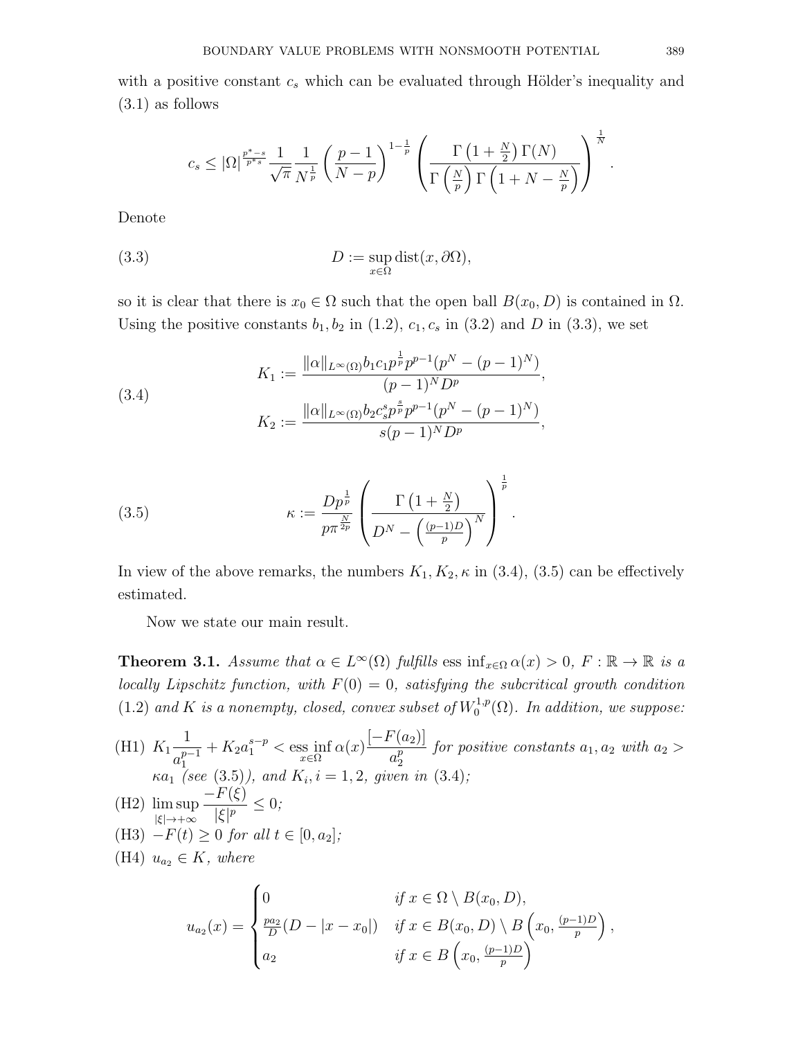with a positive constant $c_s$ which can be evaluated through Hölder's inequality and (3.1) as follows

$$c_s \leq |\Omega|^{\frac{p^*-s}{p^*s}} \frac{1}{\sqrt{\pi}} \frac{1}{N^{\frac{1}{p}}} \left(\frac{p-1}{N-p}\right)^{1-\frac{1}{p}} \left(\frac{\Gamma\left(1+\frac{N}{2}\right)\Gamma(N)}{\Gamma\left(\frac{N}{p}\right)\Gamma\left(1+N-\frac{N}{p}\right)}\right)^{\frac{1}{N}}.$$

Denote

$$D := \sup_{x\in\Omega} \operatorname{dist}(x, \partial\Omega), \tag{3.3}$$

so it is clear that there is $x_0 \in \Omega$ such that the open ball $B(x_0, D)$ is contained in $\Omega$. Using the positive constants $b_1, b_2$ in (1.2), $c_1, c_s$ in (3.2) and $D$ in (3.3), we set

$$\begin{aligned} K_1 &:= \frac{\|\alpha\|_{L^\infty(\Omega)} b_1 c_1 p^{\frac{1}{p}} p^{p-1}(p^N - (p-1)^N)}{(p-1)^N D^p}, \\ K_2 &:= \frac{\|\alpha\|_{L^\infty(\Omega)} b_2 c_s^s p^{\frac{s}{p}} p^{p-1}(p^N - (p-1)^N)}{s(p-1)^N D^p}, \end{aligned} \tag{3.4}$$

$$\kappa := \frac{D p^{\frac{1}{p}}}{p \pi^{\frac{N}{2p}}} \left(\frac{\Gamma\left(1+\frac{N}{2}\right)}{D^N - \left(\frac{(p-1)D}{p}\right)^N}\right)^{\frac{1}{p}}. \tag{3.5}$$

In view of the above remarks, the numbers $K_1, K_2, \kappa$ in (3.4), (3.5) can be effectively estimated.

Now we state our main result.

**Theorem 3.1.** *Assume that $\alpha \in L^\infty(\Omega)$ fulfills $\operatorname{ess\,inf}_{x\in\Omega} \alpha(x) > 0$, $F : \mathbb{R} \to \mathbb{R}$ is a locally Lipschitz function, with $F(0) = 0$, satisfying the subcritical growth condition (1.2) and $K$ is a nonempty, closed, convex subset of $W_0^{1,p}(\Omega)$. In addition, we suppose:*

- (H1) $K_1 \dfrac{1}{a_1^{p-1}} + K_2 a_1^{s-p} < \operatorname*{ess\,inf}_{x\in\Omega} \alpha(x) \dfrac{[-F(a_2)]}{a_2^p}$ *for positive constants $a_1, a_2$ with $a_2 > \kappa a_1$ (see (3.5)), and $K_i, i = 1, 2$, given in (3.4);*
- (H2) $\limsup_{|\xi|\to+\infty} \dfrac{-F(\xi)}{|\xi|^p} \leq 0$*;*
- (H3) $-F(t) \geq 0$ *for all $t \in [0, a_2]$;*
- (H4) $u_{a_2} \in K$*, where*

$$u_{a_2}(x) = \begin{cases} 0 & \text{if } x \in \Omega \setminus B(x_0, D), \\ \frac{pa_2}{D}(D - |x - x_0|) & \text{if } x \in B(x_0, D) \setminus B\left(x_0, \frac{(p-1)D}{p}\right), \\ a_2 & \text{if } x \in B\left(x_0, \frac{(p-1)D}{p}\right) \end{cases}$$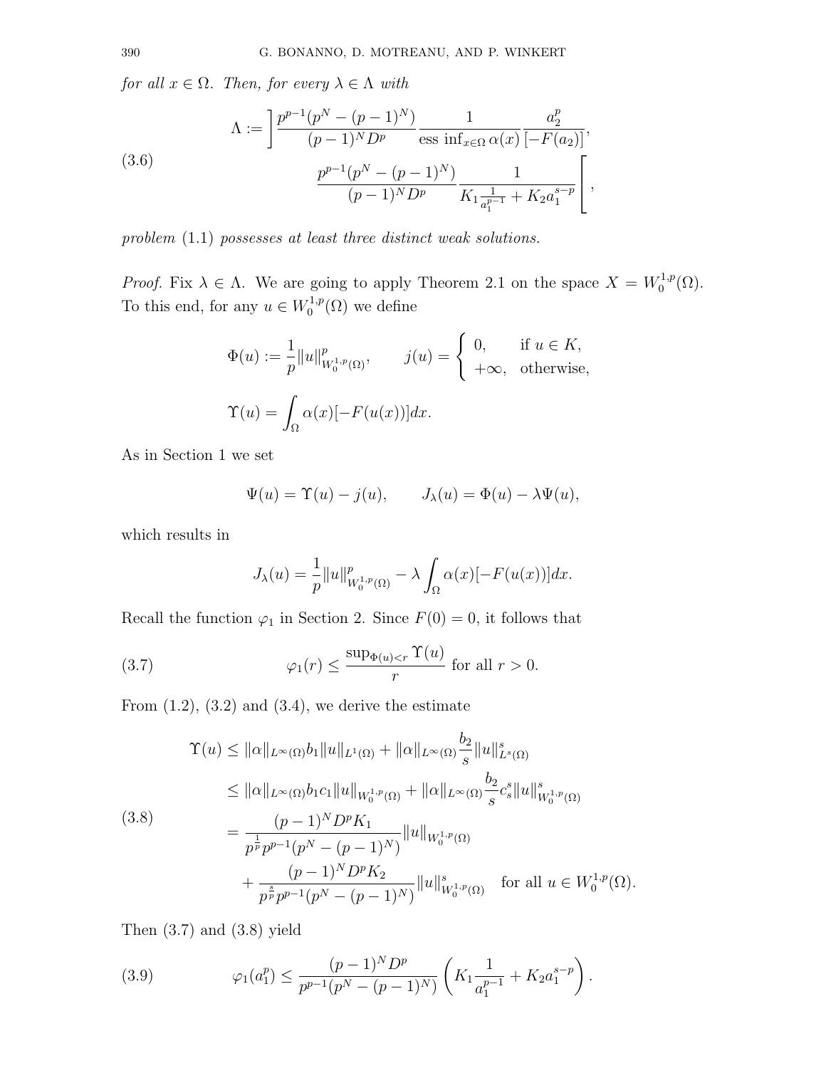*for all $x \in \Omega$. Then, for every $\lambda \in \Lambda$ with*

$$
\Lambda := \left] \frac{p^{p-1}(p^N - (p-1)^N)}{(p-1)^N D^p} \frac{1}{\text{ess inf}_{x\in\Omega}\,\alpha(x)} \frac{a_2^p}{[-F(a_2)]}, \right.
\left. \frac{p^{p-1}(p^N - (p-1)^N)}{(p-1)^N D^p} \frac{1}{K_1 \frac{1}{a_1^{p-1}} + K_2 a_1^{s-p}} \right[, \tag{3.6}
$$

*problem* (1.1) *possesses at least three distinct weak solutions.*

*Proof.* Fix $\lambda \in \Lambda$. We are going to apply Theorem 2.1 on the space $X = W_0^{1,p}(\Omega)$. To this end, for any $u \in W_0^{1,p}(\Omega)$ we define

$$
\Phi(u) := \frac{1}{p}\|u\|^p_{W_0^{1,p}(\Omega)}, \qquad j(u) = \begin{cases} 0, & \text{if } u \in K, \\ +\infty, & \text{otherwise,} \end{cases}
$$

$$
\Upsilon(u) = \int_\Omega \alpha(x)[-F(u(x))]dx.
$$

As in Section 1 we set

$$
\Psi(u) = \Upsilon(u) - j(u), \qquad J_\lambda(u) = \Phi(u) - \lambda\Psi(u),
$$

which results in

$$
J_\lambda(u) = \frac{1}{p}\|u\|^p_{W_0^{1,p}(\Omega)} - \lambda \int_\Omega \alpha(x)[-F(u(x))]dx.
$$

Recall the function $\varphi_1$ in Section 2. Since $F(0) = 0$, it follows that

$$
\varphi_1(r) \le \frac{\sup_{\Phi(u)<r} \Upsilon(u)}{r} \text{ for all } r > 0. \tag{3.7}
$$

From (1.2), (3.2) and (3.4), we derive the estimate

$$
\begin{aligned}
\Upsilon(u) &\le \|\alpha\|_{L^\infty(\Omega)} b_1 \|u\|_{L^1(\Omega)} + \|\alpha\|_{L^\infty(\Omega)} \frac{b_2}{s}\|u\|^s_{L^s(\Omega)} \\
&\le \|\alpha\|_{L^\infty(\Omega)} b_1 c_1 \|u\|_{W_0^{1,p}(\Omega)} + \|\alpha\|_{L^\infty(\Omega)} \frac{b_2}{s} c_s^s \|u\|^s_{W_0^{1,p}(\Omega)} \\
&= \frac{(p-1)^N D^p K_1}{p^{\frac{1}{p}} p^{p-1}(p^N - (p-1)^N)} \|u\|_{W_0^{1,p}(\Omega)} \\
&\quad + \frac{(p-1)^N D^p K_2}{p^{\frac{s}{p}} p^{p-1}(p^N - (p-1)^N)} \|u\|^s_{W_0^{1,p}(\Omega)} \quad \text{for all } u \in W_0^{1,p}(\Omega).
\end{aligned} \tag{3.8}
$$

Then (3.7) and (3.8) yield

$$
\varphi_1(a_1^p) \le \frac{(p-1)^N D^p}{p^{p-1}(p^N - (p-1)^N)} \left( K_1 \frac{1}{a_1^{p-1}} + K_2 a_1^{s-p} \right). \tag{3.9}
$$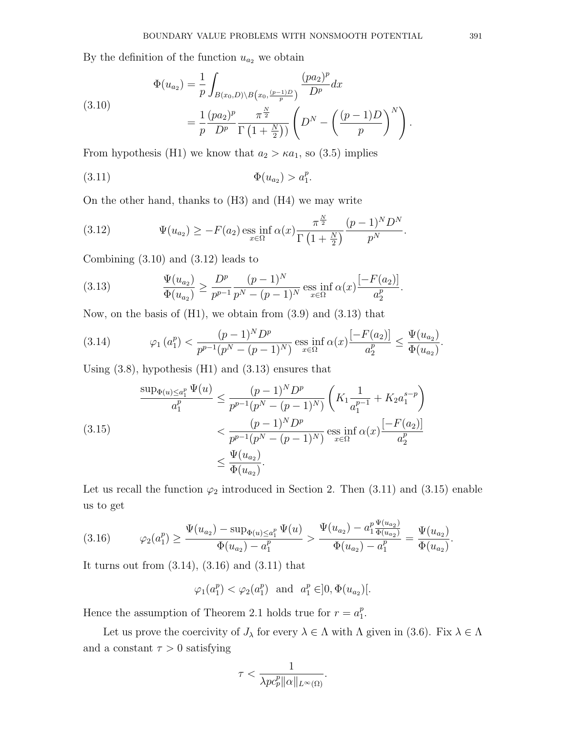By the definition of the function $u_{a_2}$ we obtain

$$
\begin{aligned}
\Phi(u_{a_2}) &= \frac{1}{p}\int_{B(x_0,D)\setminus B\left(x_0,\frac{(p-1)D}{p}\right)} \frac{(pa_2)^p}{D^p}dx \\
&= \frac{1}{p}\frac{(pa_2)^p}{D^p}\frac{\pi^{\frac{N}{2}}}{\Gamma\left(1+\frac{N}{2}\right)}\left(D^N - \left(\frac{(p-1)D}{p}\right)^N\right).
\end{aligned} \tag{3.10}
$$

From hypothesis (H1) we know that $a_2 > \kappa a_1$, so (3.5) implies

$$
\Phi(u_{a_2}) > a_1^p. \tag{3.11}
$$

On the other hand, thanks to (H3) and (H4) we may write

$$
\Psi(u_{a_2}) \geq -F(a_2)\operatorname*{ess\,inf}_{x\in\Omega}\alpha(x)\frac{\pi^{\frac{N}{2}}}{\Gamma\left(1+\frac{N}{2}\right)}\frac{(p-1)^N D^N}{p^N}. \tag{3.12}
$$

Combining (3.10) and (3.12) leads to

$$
\frac{\Psi(u_{a_2})}{\Phi(u_{a_2})} \geq \frac{D^p}{p^{p-1}}\frac{(p-1)^N}{p^N-(p-1)^N}\operatorname*{ess\,inf}_{x\in\Omega}\alpha(x)\frac{[-F(a_2)]}{a_2^p}. \tag{3.13}
$$

Now, on the basis of (H1), we obtain from (3.9) and (3.13) that

$$
\varphi_1\left(a_1^p\right) < \frac{(p-1)^N D^p}{p^{p-1}(p^N-(p-1)^N)}\operatorname*{ess\,inf}_{x\in\Omega}\alpha(x)\frac{[-F(a_2)]}{a_2^p} \leq \frac{\Psi(u_{a_2})}{\Phi(u_{a_2})}. \tag{3.14}
$$

Using (3.8), hypothesis (H1) and (3.13) ensures that

$$
\begin{aligned}
\frac{\sup_{\Phi(u)\leq a_1^p}\Psi(u)}{a_1^p} &\leq \frac{(p-1)^N D^p}{p^{p-1}(p^N-(p-1)^N)}\left(K_1\frac{1}{a_1^{p-1}} + K_2 a_1^{s-p}\right) \\
&< \frac{(p-1)^N D^p}{p^{p-1}(p^N-(p-1)^N)}\operatorname*{ess\,inf}_{x\in\Omega}\alpha(x)\frac{[-F(a_2)]}{a_2^p} \\
&\leq \frac{\Psi(u_{a_2})}{\Phi(u_{a_2})}.
\end{aligned} \tag{3.15}
$$

Let us recall the function $\varphi_2$ introduced in Section 2. Then (3.11) and (3.15) enable us to get

$$
\varphi_2(a_1^p) \geq \frac{\Psi(u_{a_2}) - \sup_{\Phi(u)\leq a_1^p}\Psi(u)}{\Phi(u_{a_2}) - a_1^p} > \frac{\Psi(u_{a_2}) - a_1^p\frac{\Psi(u_{a_2})}{\Phi(u_{a_2})}}{\Phi(u_{a_2}) - a_1^p} = \frac{\Psi(u_{a_2})}{\Phi(u_{a_2})}. \tag{3.16}
$$

It turns out from (3.14), (3.16) and (3.11) that

$$
\varphi_1(a_1^p) < \varphi_2(a_1^p) \quad \text{and} \quad a_1^p \in ]0, \Phi(u_{a_2})[.
$$

Hence the assumption of Theorem 2.1 holds true for $r = a_1^p$.

Let us prove the coercivity of $J_\lambda$ for every $\lambda \in \Lambda$ with $\Lambda$ given in (3.6). Fix $\lambda \in \Lambda$ and a constant $\tau > 0$ satisfying

$$
\tau < \frac{1}{\lambda p c_p^p \|\alpha\|_{L^\infty(\Omega)}}.
$$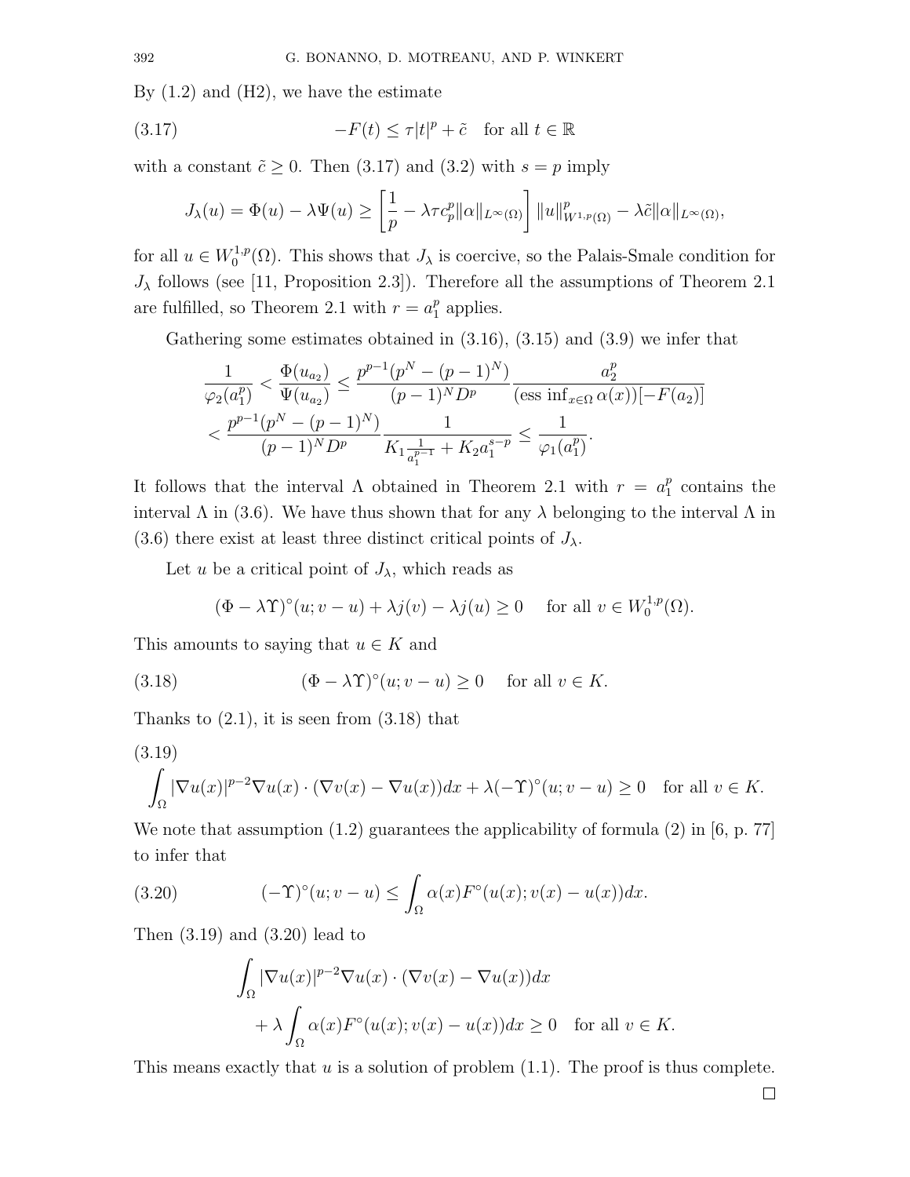By (1.2) and (H2), we have the estimate

$$-F(t) \leq \tau|t|^p + \tilde{c} \quad \text{for all } t \in \mathbb{R} \tag{3.17}$$

with a constant $\tilde{c} \geq 0$. Then (3.17) and (3.2) with $s = p$ imply

$$J_\lambda(u) = \Phi(u) - \lambda\Psi(u) \geq \left[\frac{1}{p} - \lambda\tau c_p^p\|\alpha\|_{L^\infty(\Omega)}\right]\|u\|^p_{W^{1,p}(\Omega)} - \lambda\tilde{c}\|\alpha\|_{L^\infty(\Omega)},$$

for all $u \in W_0^{1,p}(\Omega)$. This shows that $J_\lambda$ is coercive, so the Palais-Smale condition for $J_\lambda$ follows (see [11, Proposition 2.3]). Therefore all the assumptions of Theorem 2.1 are fulfilled, so Theorem 2.1 with $r = a_1^p$ applies.

Gathering some estimates obtained in (3.16), (3.15) and (3.9) we infer that

$$\begin{aligned}
\frac{1}{\varphi_2(a_1^p)} &< \frac{\Phi(u_{a_2})}{\Psi(u_{a_2})} \leq \frac{p^{p-1}(p^N - (p-1)^N)}{(p-1)^N D^p}\frac{a_2^p}{(\text{ess}\inf_{x\in\Omega}\alpha(x))[-F(a_2)]} \\
&< \frac{p^{p-1}(p^N - (p-1)^N)}{(p-1)^N D^p}\frac{1}{K_1\frac{1}{a_1^{p-1}} + K_2 a_1^{s-p}} \leq \frac{1}{\varphi_1(a_1^p)}.
\end{aligned}$$

It follows that the interval $\Lambda$ obtained in Theorem 2.1 with $r = a_1^p$ contains the interval $\Lambda$ in (3.6). We have thus shown that for any $\lambda$ belonging to the interval $\Lambda$ in (3.6) there exist at least three distinct critical points of $J_\lambda$.

Let $u$ be a critical point of $J_\lambda$, which reads as

$$(\Phi - \lambda\Upsilon)^\circ(u; v-u) + \lambda j(v) - \lambda j(u) \geq 0 \quad \text{for all } v \in W_0^{1,p}(\Omega).$$

This amounts to saying that $u \in K$ and

$$(\Phi - \lambda\Upsilon)^\circ(u; v-u) \geq 0 \quad \text{for all } v \in K. \tag{3.18}$$

Thanks to (2.1), it is seen from (3.18) that

$$\int_\Omega |\nabla u(x)|^{p-2}\nabla u(x)\cdot(\nabla v(x) - \nabla u(x))dx + \lambda(-\Upsilon)^\circ(u; v-u) \geq 0 \quad \text{for all } v \in K. \tag{3.19}$$

We note that assumption (1.2) guarantees the applicability of formula (2) in [6, p. 77] to infer that

$$(-\Upsilon)^\circ(u; v-u) \leq \int_\Omega \alpha(x)F^\circ(u(x); v(x) - u(x))dx. \tag{3.20}$$

Then (3.19) and (3.20) lead to

$$\begin{aligned}
&\int_\Omega |\nabla u(x)|^{p-2}\nabla u(x)\cdot(\nabla v(x) - \nabla u(x))dx \\
&\qquad + \lambda\int_\Omega \alpha(x)F^\circ(u(x); v(x) - u(x))dx \geq 0 \quad \text{for all } v \in K.
\end{aligned}$$

This means exactly that $u$ is a solution of problem (1.1). The proof is thus complete. □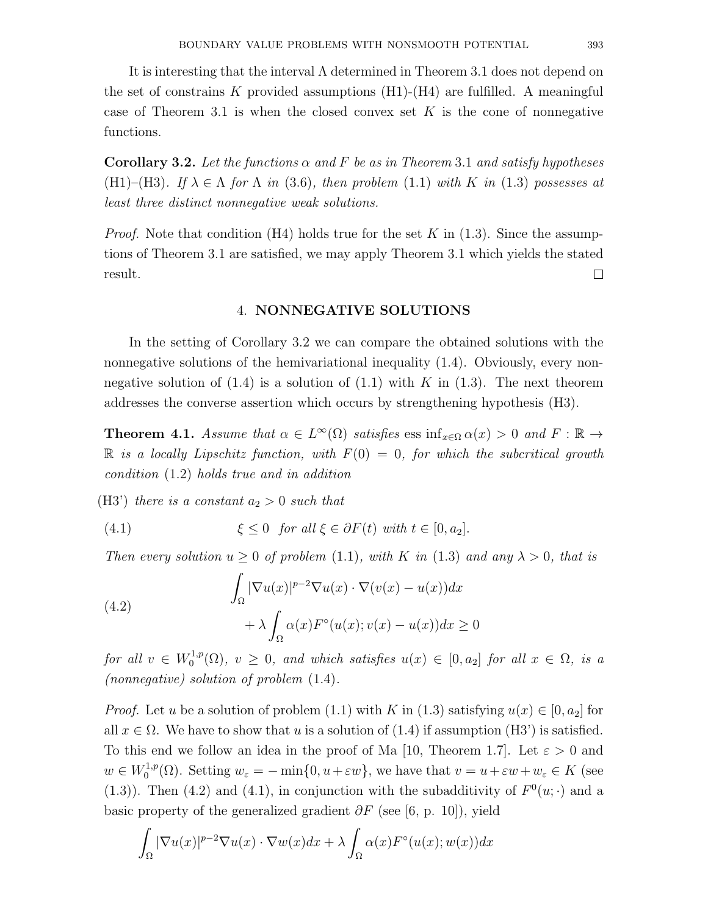It is interesting that the interval $\Lambda$ determined in Theorem 3.1 does not depend on the set of constrains $K$ provided assumptions (H1)-(H4) are fulfilled. A meaningful case of Theorem 3.1 is when the closed convex set $K$ is the cone of nonnegative functions.

**Corollary 3.2.** *Let the functions $\alpha$ and $F$ be as in Theorem 3.1 and satisfy hypotheses (H1)–(H3). If $\lambda \in \Lambda$ for $\Lambda$ in (3.6), then problem (1.1) with $K$ in (1.3) possesses at least three distinct nonnegative weak solutions.*

*Proof.* Note that condition (H4) holds true for the set $K$ in (1.3). Since the assumptions of Theorem 3.1 are satisfied, we may apply Theorem 3.1 which yields the stated result. $\square$

## 4. NONNEGATIVE SOLUTIONS

In the setting of Corollary 3.2 we can compare the obtained solutions with the nonnegative solutions of the hemivariational inequality (1.4). Obviously, every nonnegative solution of (1.4) is a solution of (1.1) with $K$ in (1.3). The next theorem addresses the converse assertion which occurs by strengthening hypothesis (H3).

**Theorem 4.1.** *Assume that $\alpha \in L^\infty(\Omega)$ satisfies $\operatorname{ess\,inf}_{x\in\Omega} \alpha(x) > 0$ and $F : \mathbb{R} \to \mathbb{R}$ is a locally Lipschitz function, with $F(0) = 0$, for which the subcritical growth condition (1.2) holds true and in addition*

(H3') *there is a constant $a_2 > 0$ such that*

$$\xi \leq 0 \quad \text{for all } \xi \in \partial F(t) \text{ with } t \in [0, a_2]. \tag{4.1}$$

*Then every solution $u \geq 0$ of problem (1.1), with $K$ in (1.3) and any $\lambda > 0$, that is*

$$\begin{aligned} &\int_\Omega |\nabla u(x)|^{p-2}\nabla u(x) \cdot \nabla(v(x) - u(x))dx \\ &\qquad + \lambda \int_\Omega \alpha(x) F^\circ(u(x); v(x) - u(x))dx \geq 0 \end{aligned} \tag{4.2}$$

*for all $v \in W_0^{1,p}(\Omega)$, $v \geq 0$, and which satisfies $u(x) \in [0, a_2]$ for all $x \in \Omega$, is a (nonnegative) solution of problem (1.4).*

*Proof.* Let $u$ be a solution of problem (1.1) with $K$ in (1.3) satisfying $u(x) \in [0, a_2]$ for all $x \in \Omega$. We have to show that $u$ is a solution of (1.4) if assumption (H3') is satisfied. To this end we follow an idea in the proof of Ma [10, Theorem 1.7]. Let $\varepsilon > 0$ and $w \in W_0^{1,p}(\Omega)$. Setting $w_\varepsilon = -\min\{0, u + \varepsilon w\}$, we have that $v = u + \varepsilon w + w_\varepsilon \in K$ (see (1.3)). Then (4.2) and (4.1), in conjunction with the subadditivity of $F^0(u; \cdot)$ and a basic property of the generalized gradient $\partial F$ (see [6, p. 10]), yield

$$\int_\Omega |\nabla u(x)|^{p-2}\nabla u(x) \cdot \nabla w(x)dx + \lambda \int_\Omega \alpha(x) F^\circ(u(x); w(x))dx$$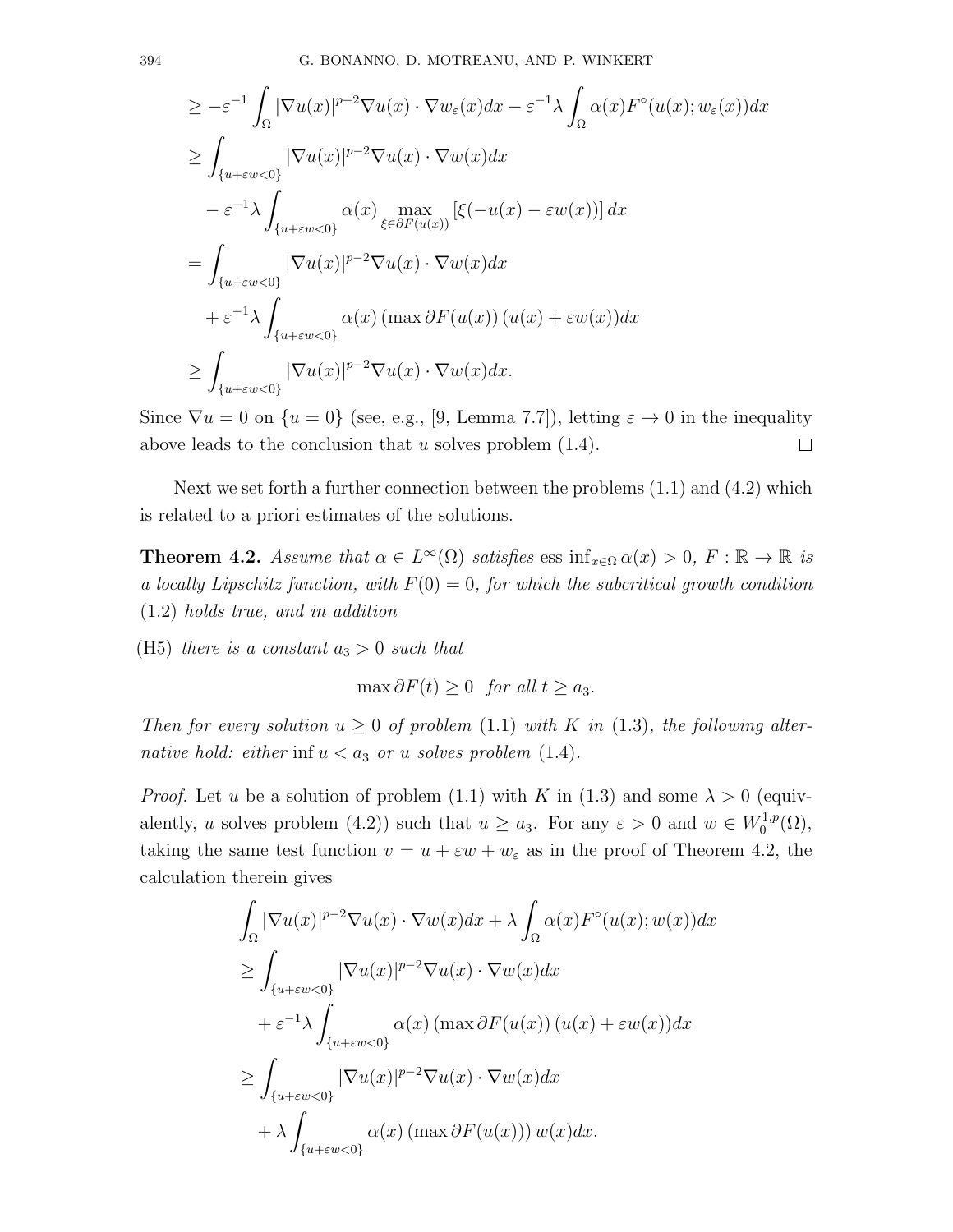$$
\begin{aligned}
&\geq -\varepsilon^{-1} \int_\Omega |\nabla u(x)|^{p-2} \nabla u(x) \cdot \nabla w_\varepsilon(x) dx - \varepsilon^{-1} \lambda \int_\Omega \alpha(x) F^\circ(u(x); w_\varepsilon(x)) dx \\
&\geq \int_{\{u+\varepsilon w<0\}} |\nabla u(x)|^{p-2} \nabla u(x) \cdot \nabla w(x) dx \\
&\quad - \varepsilon^{-1} \lambda \int_{\{u+\varepsilon w<0\}} \alpha(x) \max_{\xi \in \partial F(u(x))} \left[\xi(-u(x) - \varepsilon w(x))\right] dx \\
&= \int_{\{u+\varepsilon w<0\}} |\nabla u(x)|^{p-2} \nabla u(x) \cdot \nabla w(x) dx \\
&\quad + \varepsilon^{-1} \lambda \int_{\{u+\varepsilon w<0\}} \alpha(x) \left(\max \partial F(u(x))\right)(u(x) + \varepsilon w(x)) dx \\
&\geq \int_{\{u+\varepsilon w<0\}} |\nabla u(x)|^{p-2} \nabla u(x) \cdot \nabla w(x) dx.
\end{aligned}
$$

Since $\nabla u = 0$ on $\{u = 0\}$ (see, e.g., [9, Lemma 7.7]), letting $\varepsilon \to 0$ in the inequality above leads to the conclusion that $u$ solves problem (1.4). $\square$

Next we set forth a further connection between the problems (1.1) and (4.2) which is related to a priori estimates of the solutions.

**Theorem 4.2.** *Assume that $\alpha \in L^\infty(\Omega)$ satisfies $\operatorname{ess\,inf}_{x\in\Omega} \alpha(x) > 0$, $F : \mathbb{R} \to \mathbb{R}$ is a locally Lipschitz function, with $F(0) = 0$, for which the subcritical growth condition (1.2) holds true, and in addition*

(H5) *there is a constant $a_3 > 0$ such that*

$$
\max \partial F(t) \geq 0 \quad \text{for all } t \geq a_3.
$$

*Then for every solution $u \geq 0$ of problem (1.1) with $K$ in (1.3), the following alternative hold: either $\inf u < a_3$ or $u$ solves problem (1.4).*

*Proof.* Let $u$ be a solution of problem (1.1) with $K$ in (1.3) and some $\lambda > 0$ (equivalently, $u$ solves problem (4.2)) such that $u \geq a_3$. For any $\varepsilon > 0$ and $w \in W_0^{1,p}(\Omega)$, taking the same test function $v = u + \varepsilon w + w_\varepsilon$ as in the proof of Theorem 4.2, the calculation therein gives

$$
\begin{aligned}
&\int_\Omega |\nabla u(x)|^{p-2} \nabla u(x) \cdot \nabla w(x) dx + \lambda \int_\Omega \alpha(x) F^\circ(u(x); w(x)) dx \\
&\geq \int_{\{u+\varepsilon w<0\}} |\nabla u(x)|^{p-2} \nabla u(x) \cdot \nabla w(x) dx \\
&\quad + \varepsilon^{-1} \lambda \int_{\{u+\varepsilon w<0\}} \alpha(x) \left(\max \partial F(u(x))\right)(u(x) + \varepsilon w(x)) dx \\
&\geq \int_{\{u+\varepsilon w<0\}} |\nabla u(x)|^{p-2} \nabla u(x) \cdot \nabla w(x) dx \\
&\quad + \lambda \int_{\{u+\varepsilon w<0\}} \alpha(x) \left(\max \partial F(u(x))\right) w(x) dx.
\end{aligned}
$$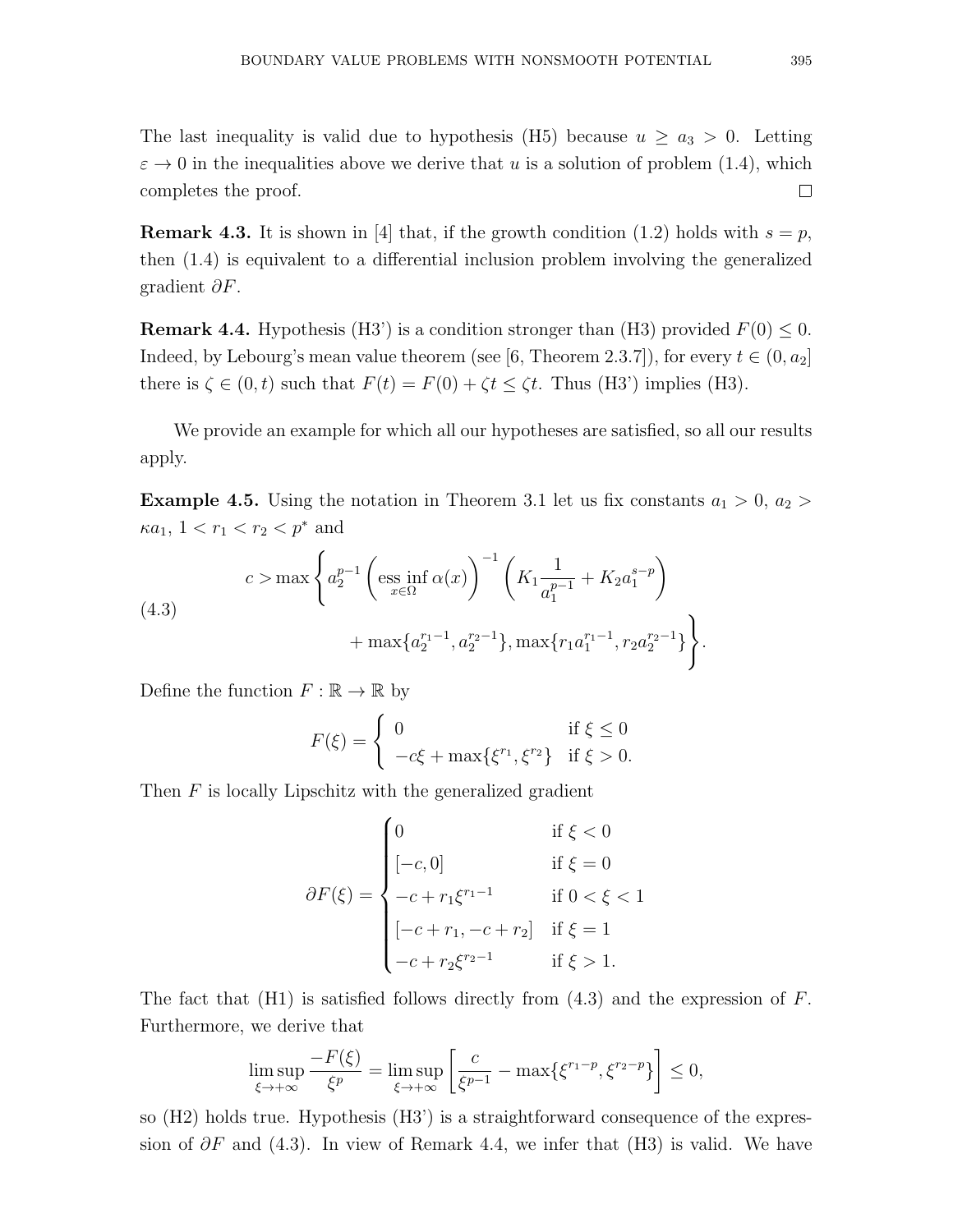The last inequality is valid due to hypothesis (H5) because $u \geq a_3 > 0$. Letting $\varepsilon \to 0$ in the inequalities above we derive that $u$ is a solution of problem (1.4), which completes the proof. $\square$

**Remark 4.3.** It is shown in [4] that, if the growth condition (1.2) holds with $s = p$, then (1.4) is equivalent to a differential inclusion problem involving the generalized gradient $\partial F$.

**Remark 4.4.** Hypothesis (H3') is a condition stronger than (H3) provided $F(0) \leq 0$. Indeed, by Lebourg's mean value theorem (see [6, Theorem 2.3.7]), for every $t \in (0, a_2]$ there is $\zeta \in (0, t)$ such that $F(t) = F(0) + \zeta t \leq \zeta t$. Thus (H3') implies (H3).

We provide an example for which all our hypotheses are satisfied, so all our results apply.

**Example 4.5.** Using the notation in Theorem 3.1 let us fix constants $a_1 > 0$, $a_2 > \kappa a_1$, $1 < r_1 < r_2 < p^*$ and

$$c > \max\left\{ a_2^{p-1} \left( \operatorname*{ess\,inf}_{x \in \Omega} \alpha(x) \right)^{-1} \left( K_1 \frac{1}{a_1^{p-1}} + K_2 a_1^{s-p} \right) + \max\{a_2^{r_1 - 1}, a_2^{r_2 - 1}\}, \max\{r_1 a_1^{r_1 - 1}, r_2 a_2^{r_2 - 1}\} \right\}. \tag{4.3}$$

Define the function $F : \mathbb{R} \to \mathbb{R}$ by

$$F(\xi) = \begin{cases} 0 & \text{if } \xi \leq 0 \\ -c\xi + \max\{\xi^{r_1}, \xi^{r_2}\} & \text{if } \xi > 0. \end{cases}$$

Then $F$ is locally Lipschitz with the generalized gradient

$$\partial F(\xi) = \begin{cases} 0 & \text{if } \xi < 0 \\ [-c, 0] & \text{if } \xi = 0 \\ -c + r_1 \xi^{r_1 - 1} & \text{if } 0 < \xi < 1 \\ [-c + r_1, -c + r_2] & \text{if } \xi = 1 \\ -c + r_2 \xi^{r_2 - 1} & \text{if } \xi > 1. \end{cases}$$

The fact that (H1) is satisfied follows directly from (4.3) and the expression of $F$. Furthermore, we derive that

$$\limsup_{\xi \to +\infty} \frac{-F(\xi)}{\xi^p} = \limsup_{\xi \to +\infty} \left[ \frac{c}{\xi^{p-1}} - \max\{\xi^{r_1 - p}, \xi^{r_2 - p}\} \right] \leq 0,$$

so (H2) holds true. Hypothesis (H3') is a straightforward consequence of the expression of $\partial F$ and (4.3). In view of Remark 4.4, we infer that (H3) is valid. We have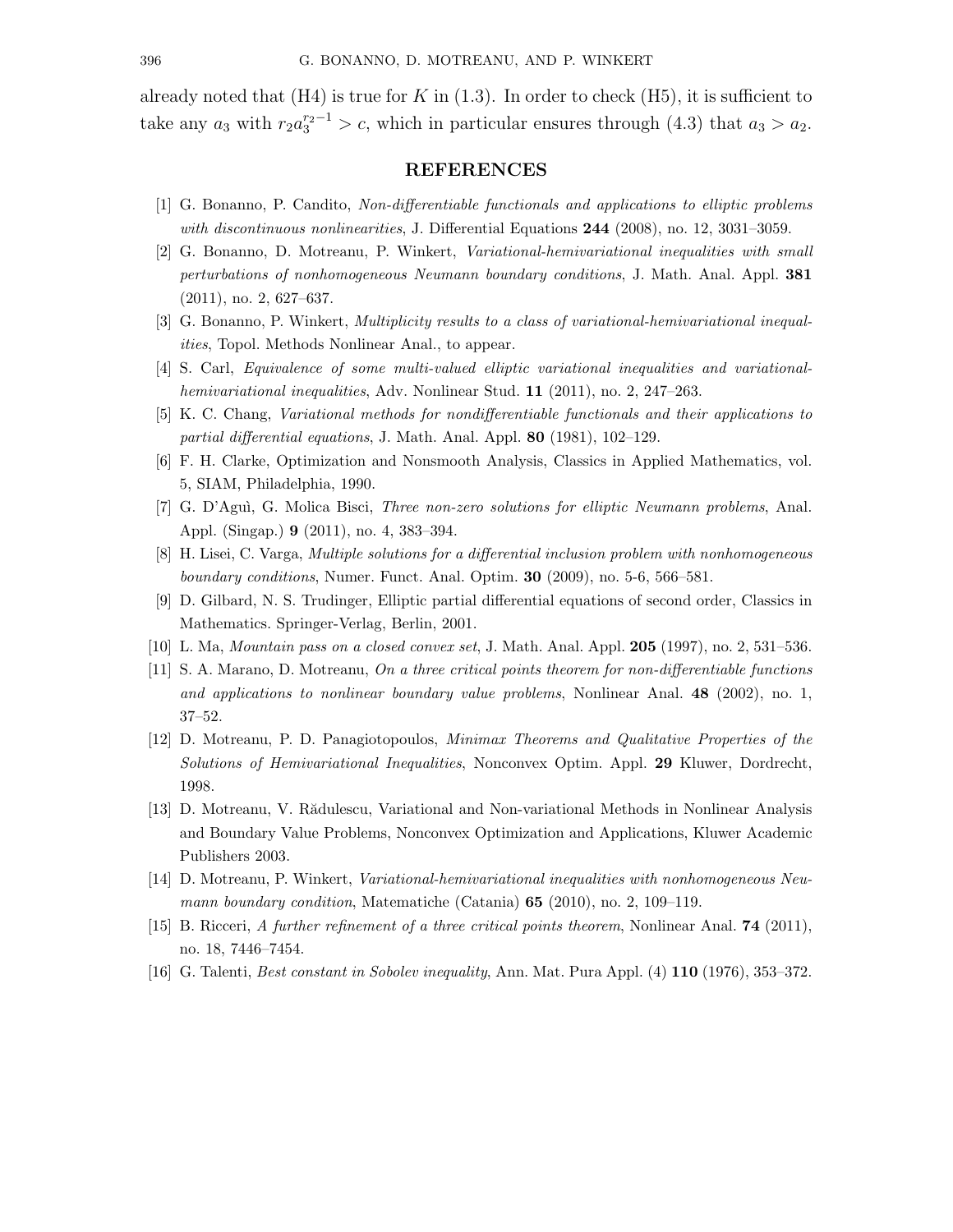already noted that (H4) is true for $K$ in (1.3). In order to check (H5), it is sufficient to take any $a_3$ with $r_2 a_3^{r_2-1} > c$, which in particular ensures through (4.3) that $a_3 > a_2$.

## REFERENCES

[1] G. Bonanno, P. Candito, *Non-differentiable functionals and applications to elliptic problems with discontinuous nonlinearities*, J. Differential Equations **244** (2008), no. 12, 3031–3059.

[2] G. Bonanno, D. Motreanu, P. Winkert, *Variational-hemivariational inequalities with small perturbations of nonhomogeneous Neumann boundary conditions*, J. Math. Anal. Appl. **381** (2011), no. 2, 627–637.

[3] G. Bonanno, P. Winkert, *Multiplicity results to a class of variational-hemivariational inequalities*, Topol. Methods Nonlinear Anal., to appear.

[4] S. Carl, *Equivalence of some multi-valued elliptic variational inequalities and variational-hemivariational inequalities*, Adv. Nonlinear Stud. **11** (2011), no. 2, 247–263.

[5] K. C. Chang, *Variational methods for nondifferentiable functionals and their applications to partial differential equations*, J. Math. Anal. Appl. **80** (1981), 102–129.

[6] F. H. Clarke, Optimization and Nonsmooth Analysis, Classics in Applied Mathematics, vol. 5, SIAM, Philadelphia, 1990.

[7] G. D'Aguì, G. Molica Bisci, *Three non-zero solutions for elliptic Neumann problems*, Anal. Appl. (Singap.) **9** (2011), no. 4, 383–394.

[8] H. Lisei, C. Varga, *Multiple solutions for a differential inclusion problem with nonhomogeneous boundary conditions*, Numer. Funct. Anal. Optim. **30** (2009), no. 5-6, 566–581.

[9] D. Gilbard, N. S. Trudinger, Elliptic partial differential equations of second order, Classics in Mathematics. Springer-Verlag, Berlin, 2001.

[10] L. Ma, *Mountain pass on a closed convex set*, J. Math. Anal. Appl. **205** (1997), no. 2, 531–536.

[11] S. A. Marano, D. Motreanu, *On a three critical points theorem for non-differentiable functions and applications to nonlinear boundary value problems*, Nonlinear Anal. **48** (2002), no. 1, 37–52.

[12] D. Motreanu, P. D. Panagiotopoulos, *Minimax Theorems and Qualitative Properties of the Solutions of Hemivariational Inequalities*, Nonconvex Optim. Appl. **29** Kluwer, Dordrecht, 1998.

[13] D. Motreanu, V. Rădulescu, Variational and Non-variational Methods in Nonlinear Analysis and Boundary Value Problems, Nonconvex Optimization and Applications, Kluwer Academic Publishers 2003.

[14] D. Motreanu, P. Winkert, *Variational-hemivariational inequalities with nonhomogeneous Neumann boundary condition*, Matematiche (Catania) **65** (2010), no. 2, 109–119.

[15] B. Ricceri, *A further refinement of a three critical points theorem*, Nonlinear Anal. **74** (2011), no. 18, 7446–7454.

[16] G. Talenti, *Best constant in Sobolev inequality*, Ann. Mat. Pura Appl. (4) **110** (1976), 353–372.